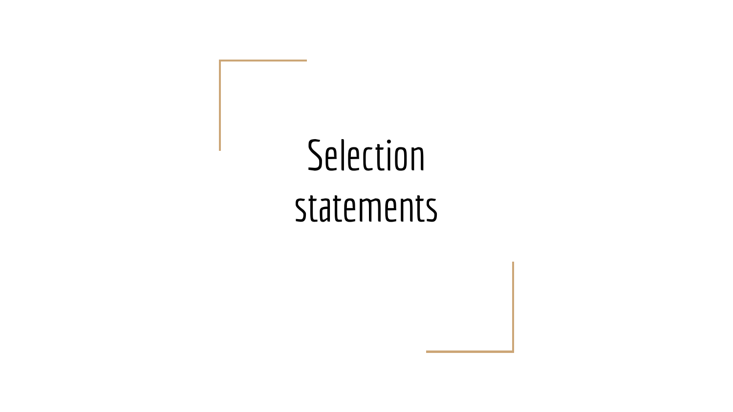# Selection statements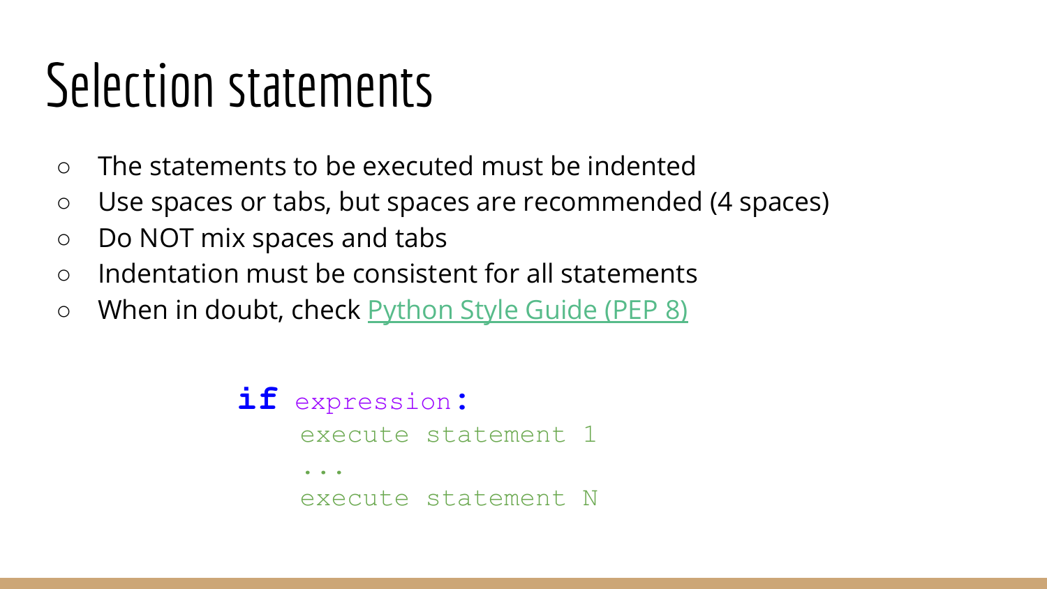# Selection statements

- The statements to be executed must be indented
- Use spaces or tabs, but spaces are recommended (4 spaces)
- Do NOT mix spaces and tabs
- Indentation must be consistent for all statements
- When in doubt, check [Python Style Guide (PEP 8)]()

```
if expression:
    execute statement 1
    ...
    execute statement N
```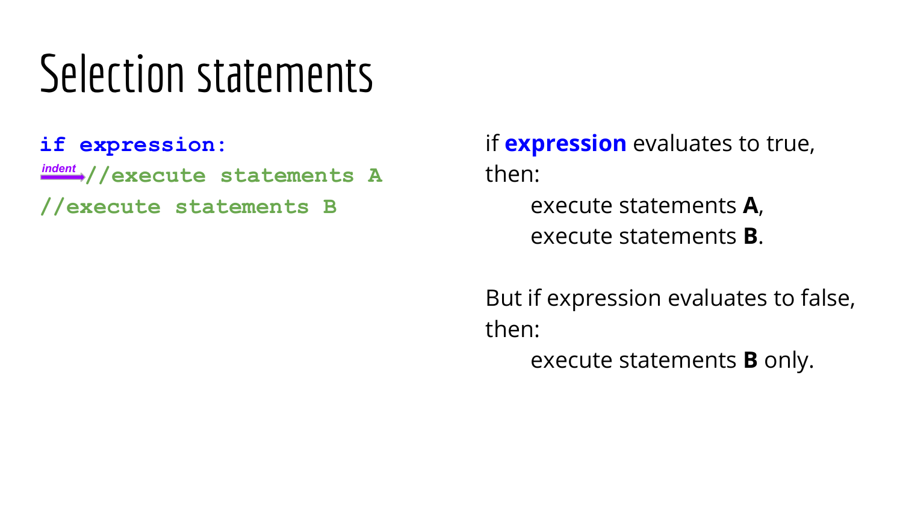# Selection statements

```
if expression:
    //execute statements A
//execute statements B
```

(indent)

if **expression** evaluates to true, then:

  execute statements **A**,
  execute statements **B**.

But if expression evaluates to false, then:

  execute statements **B** only.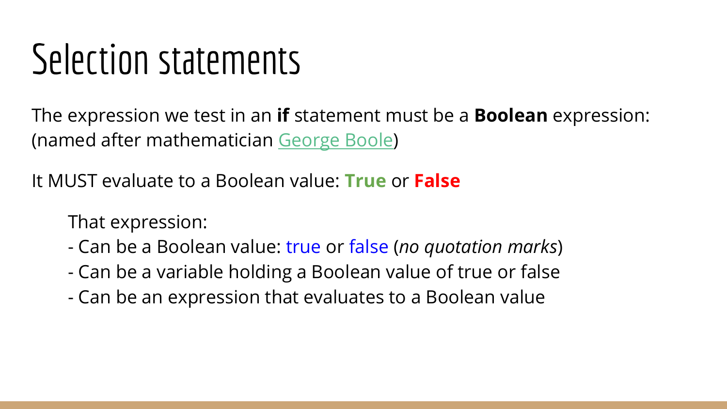# Selection statements

The expression we test in an **if** statement must be a **Boolean** expression: (named after mathematician George Boole)

It MUST evaluate to a Boolean value: **True** or **False**

That expression:

- Can be a Boolean value: true or false (*no quotation marks*)
- Can be a variable holding a Boolean value of true or false
- Can be an expression that evaluates to a Boolean value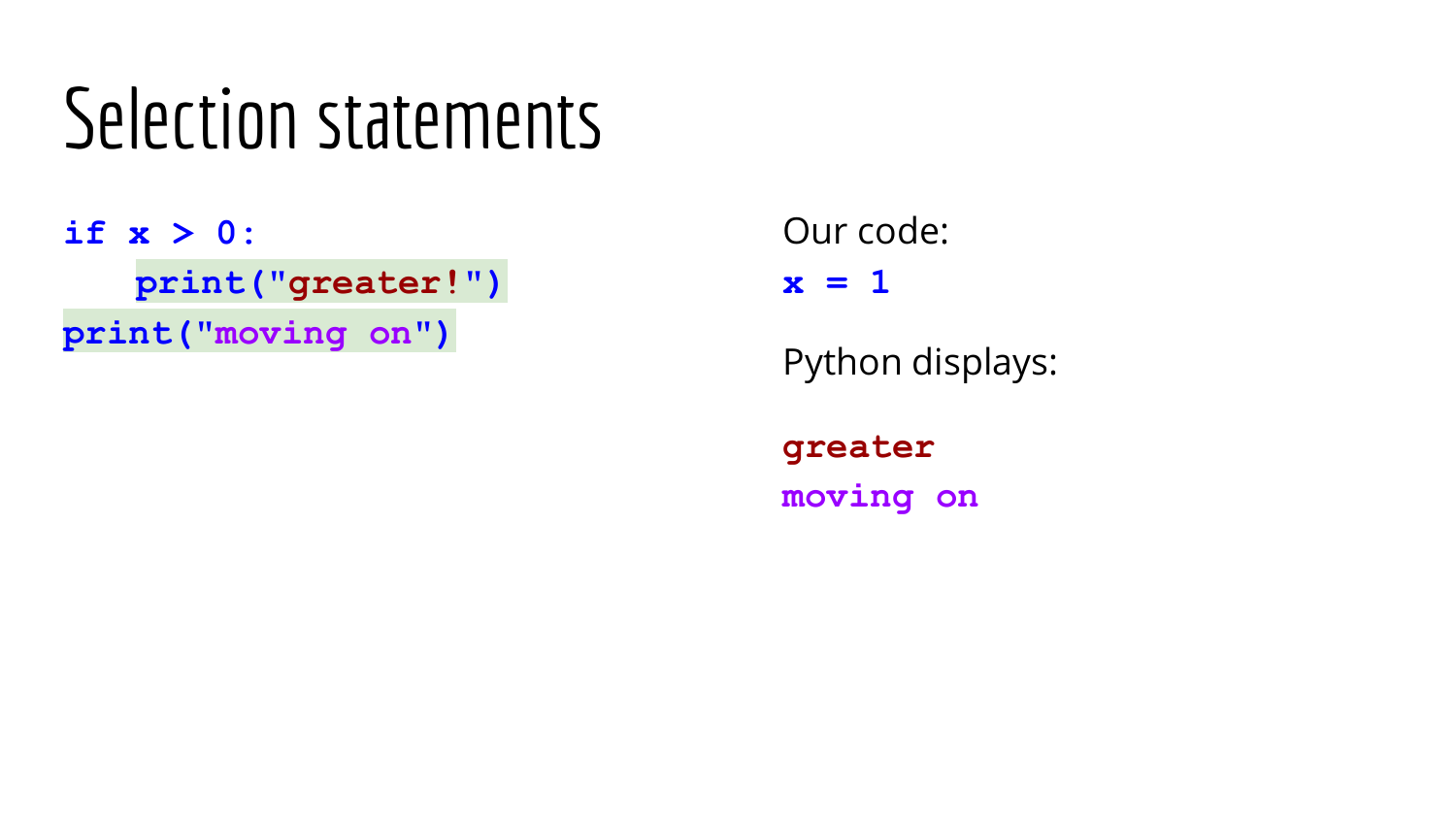# Selection statements

```
if x > 0:
   print("greater!")
print("moving on")
```

Our code:

```
x = 1
```

Python displays:

```
greater
moving on
```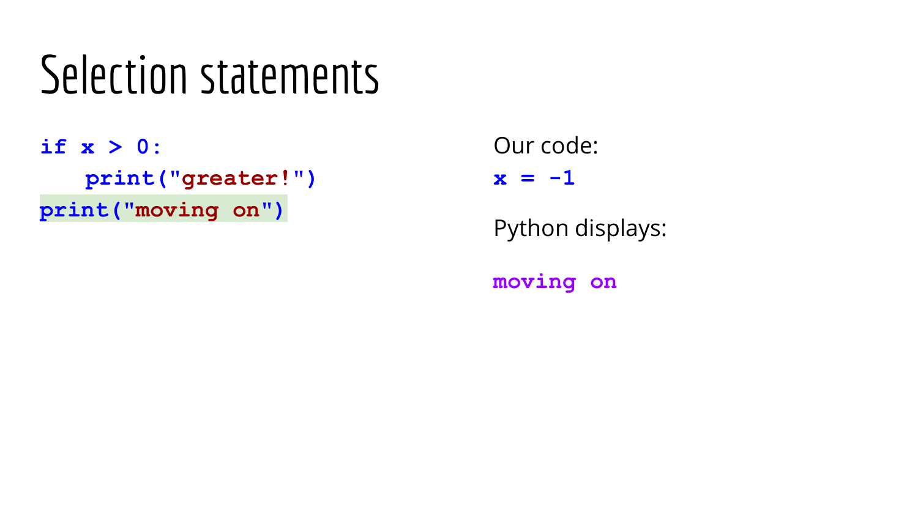# Selection statements

```
if x > 0:
   print("greater!")
print("moving on")
```

Our code:

```
x = -1
```

Python displays:

```
moving on
```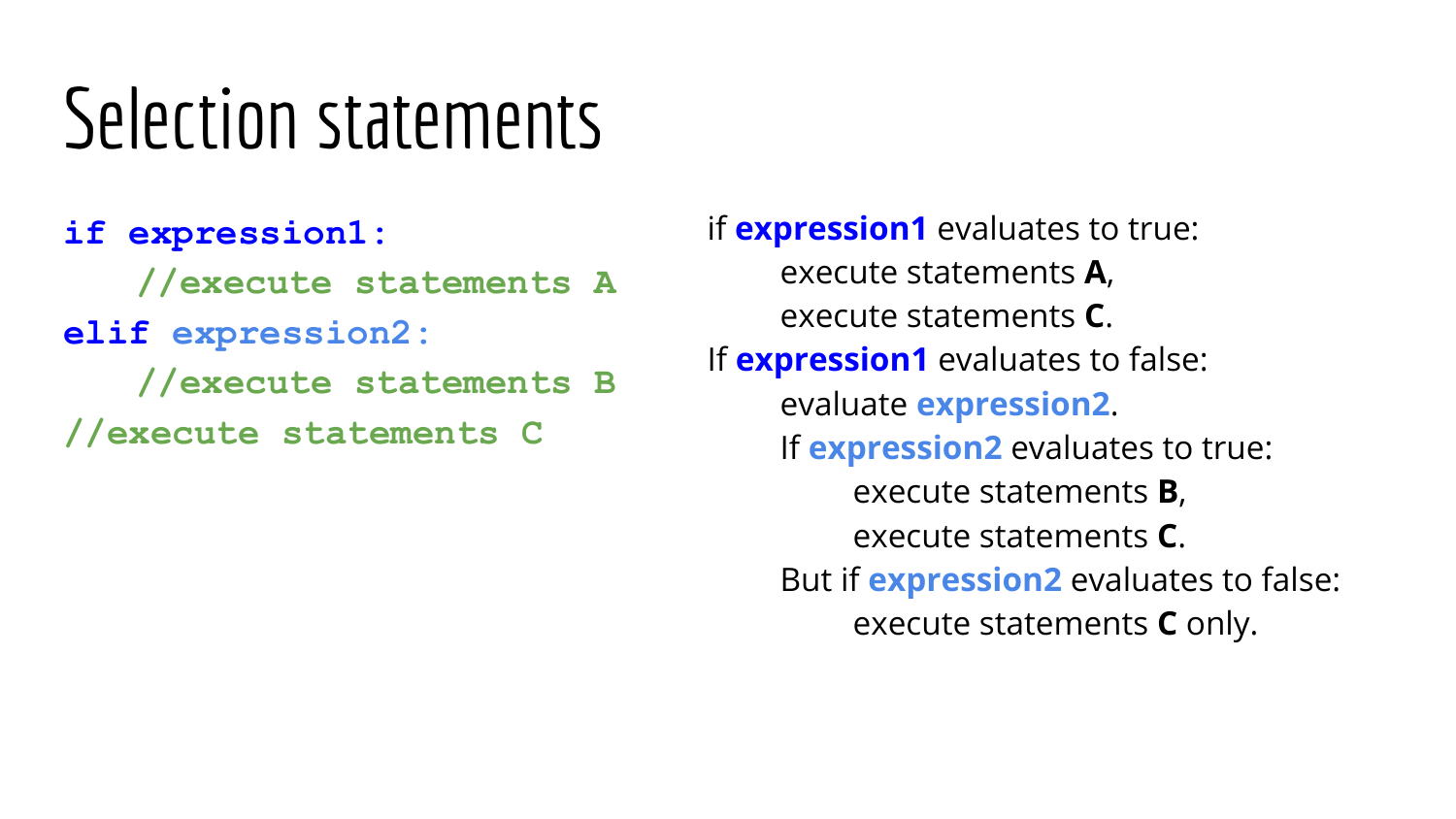# Selection statements

```
if expression1:
   //execute statements A
elif expression2:
   //execute statements B
//execute statements C
```

if **expression1** evaluates to true:

- execute statements **A**,
- execute statements **C**.

If **expression1** evaluates to false:

- evaluate **expression2**.
- If **expression2** evaluates to true:
  - execute statements **B**,
  - execute statements **C**.
- But if **expression2** evaluates to false:
  - execute statements **C** only.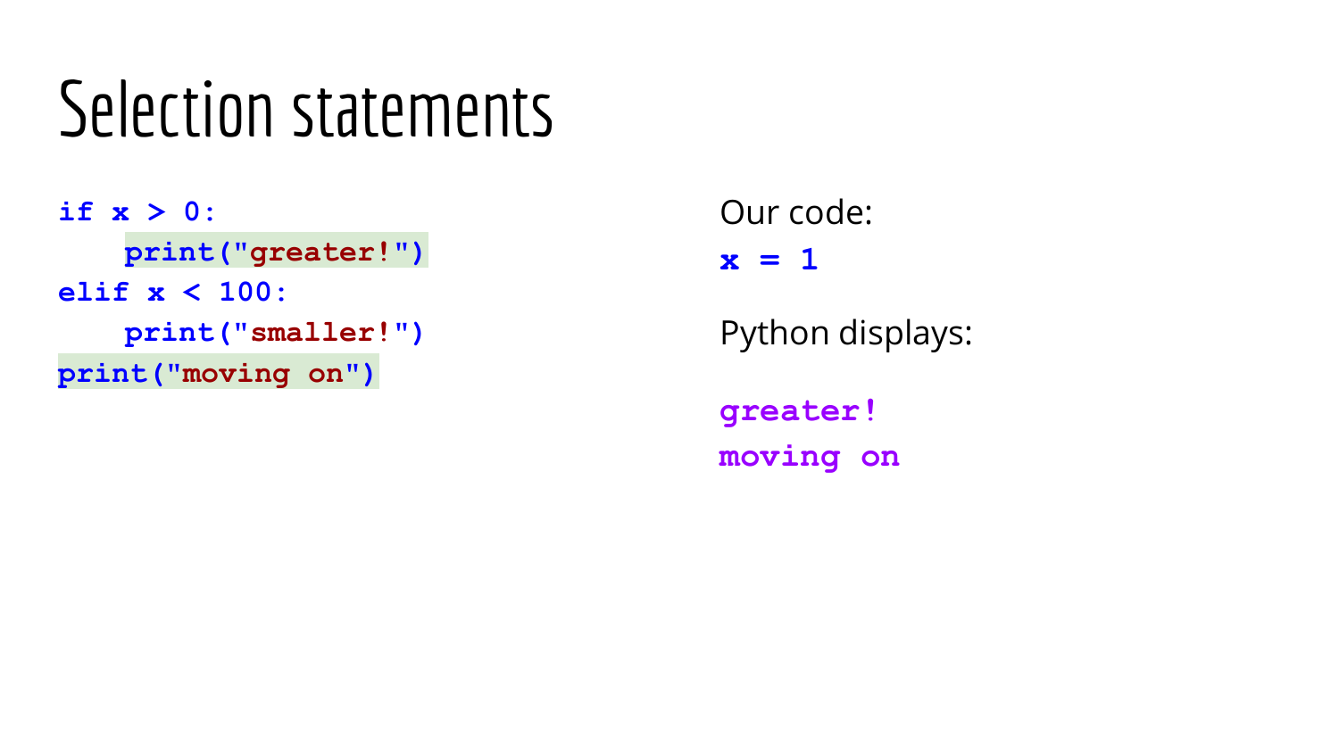# Selection statements

```
if x > 0:
    print("greater!")
elif x < 100:
    print("smaller!")
print("moving on")
```

Our code:

```
x = 1
```

Python displays:

```
greater!
moving on
```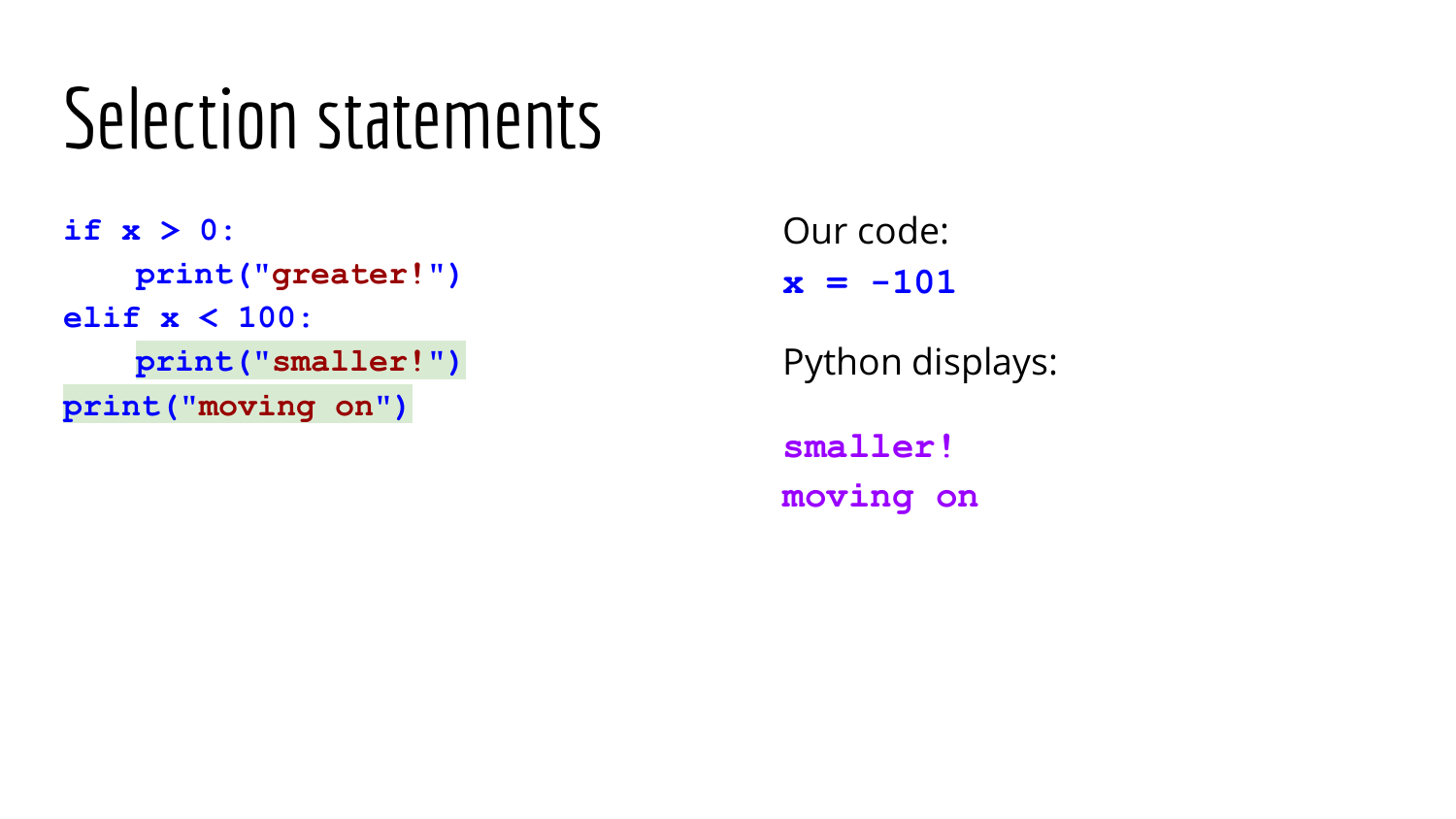# Selection statements

```
if x > 0:
    print("greater!")
elif x < 100:
    print("smaller!")
print("moving on")
```

Our code:

```
x = -101
```

Python displays:

```
smaller!
moving on
```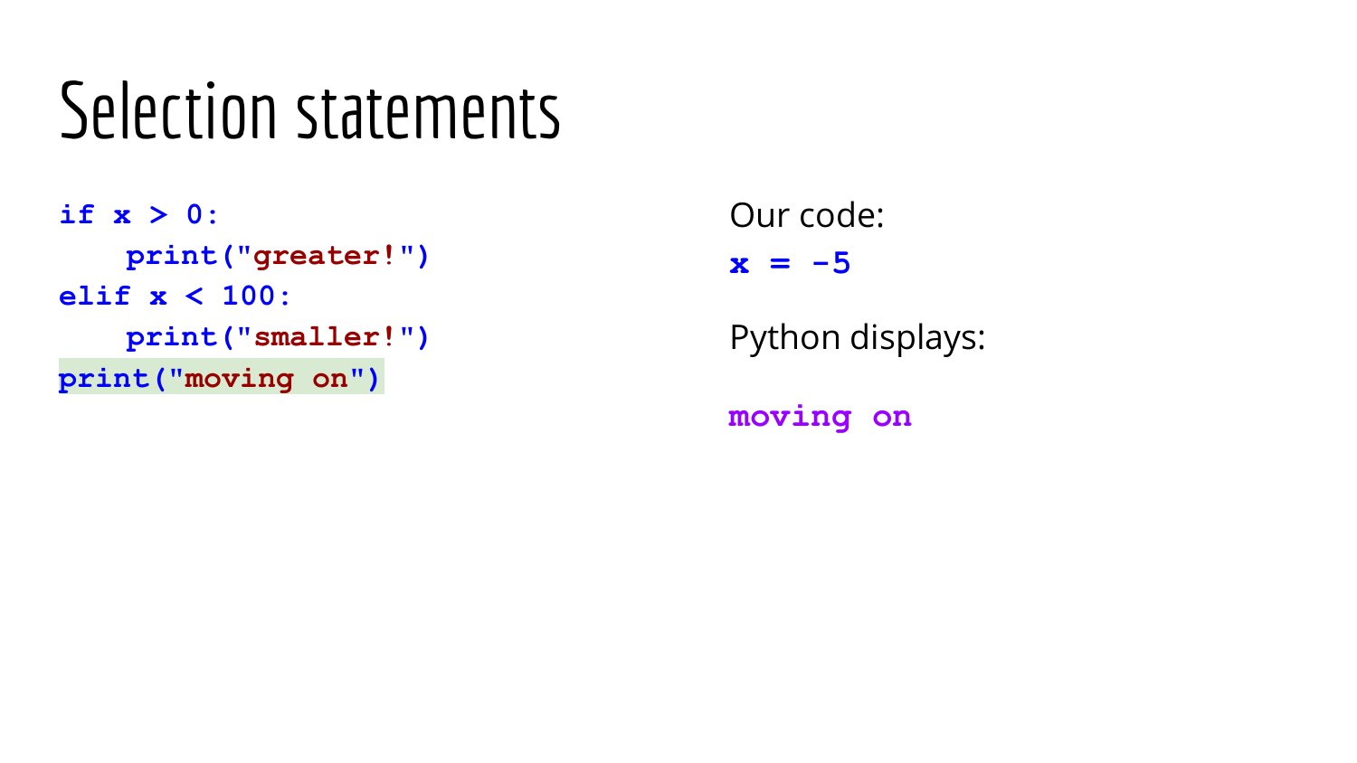# Selection statements

```
if x > 0:
    print("greater!")
elif x < 100:
    print("smaller!")
print("moving on")
```

Our code:

```
x = -5
```

Python displays:

```
moving on
```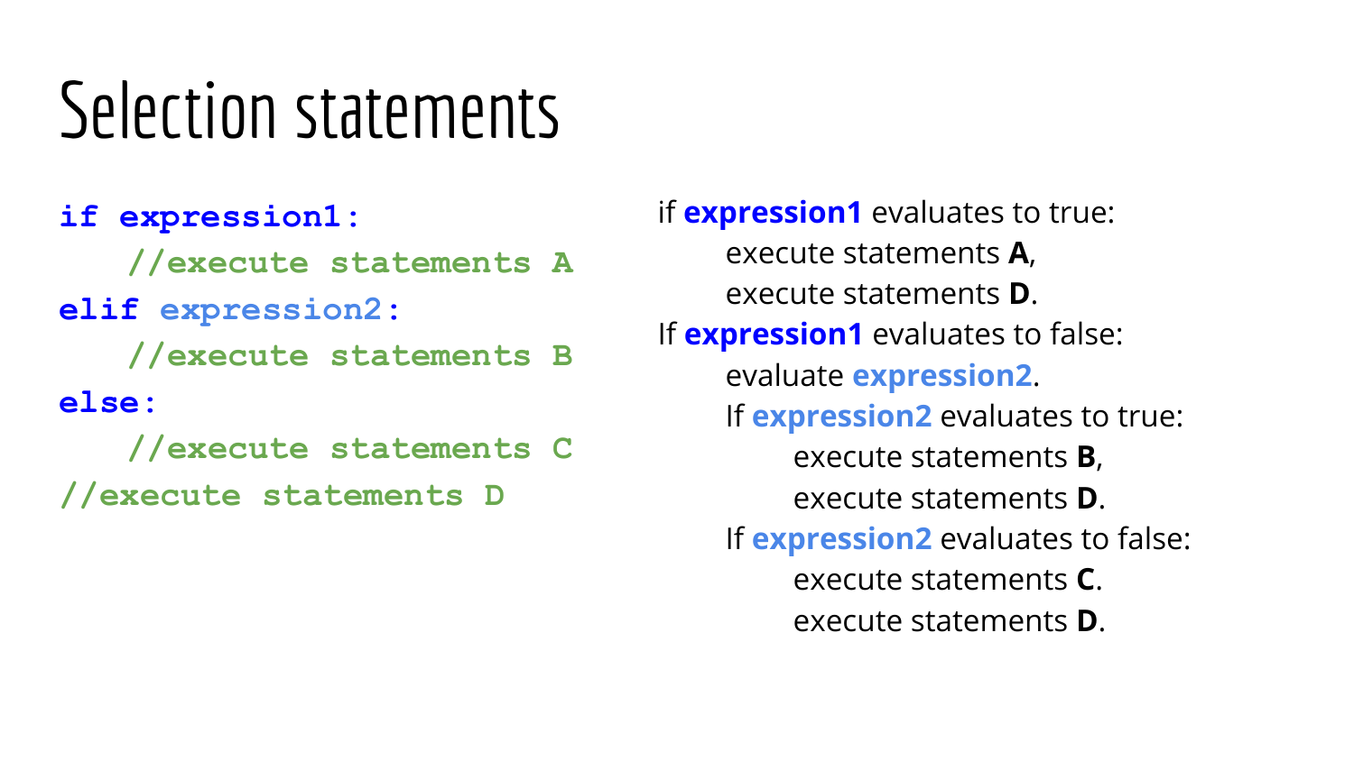# Selection statements

```
if expression1:
   //execute statements A
elif expression2:
   //execute statements B
else:
   //execute statements C
//execute statements D
```

if **expression1** evaluates to true:

    execute statements **A**,

    execute statements **D**.

If **expression1** evaluates to false:

    evaluate **expression2**.

    If **expression2** evaluates to true:

        execute statements **B**,

        execute statements **D**.

    If **expression2** evaluates to false:

        execute statements **C**.

        execute statements **D**.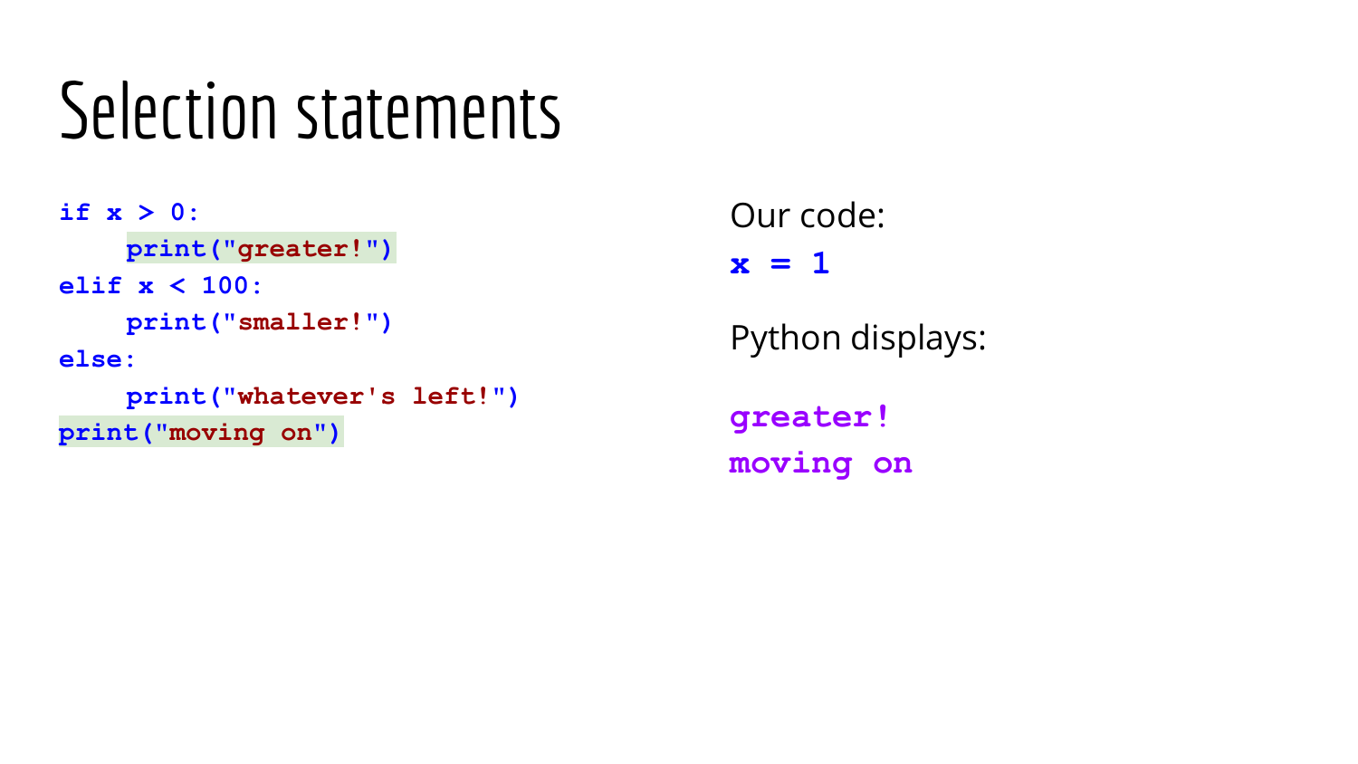# Selection statements

```
if x > 0:
    print("greater!")
elif x < 100:
    print("smaller!")
else:
    print("whatever's left!")
print("moving on")
```

Our code:

```
x = 1
```

Python displays:

```
greater!
moving on
```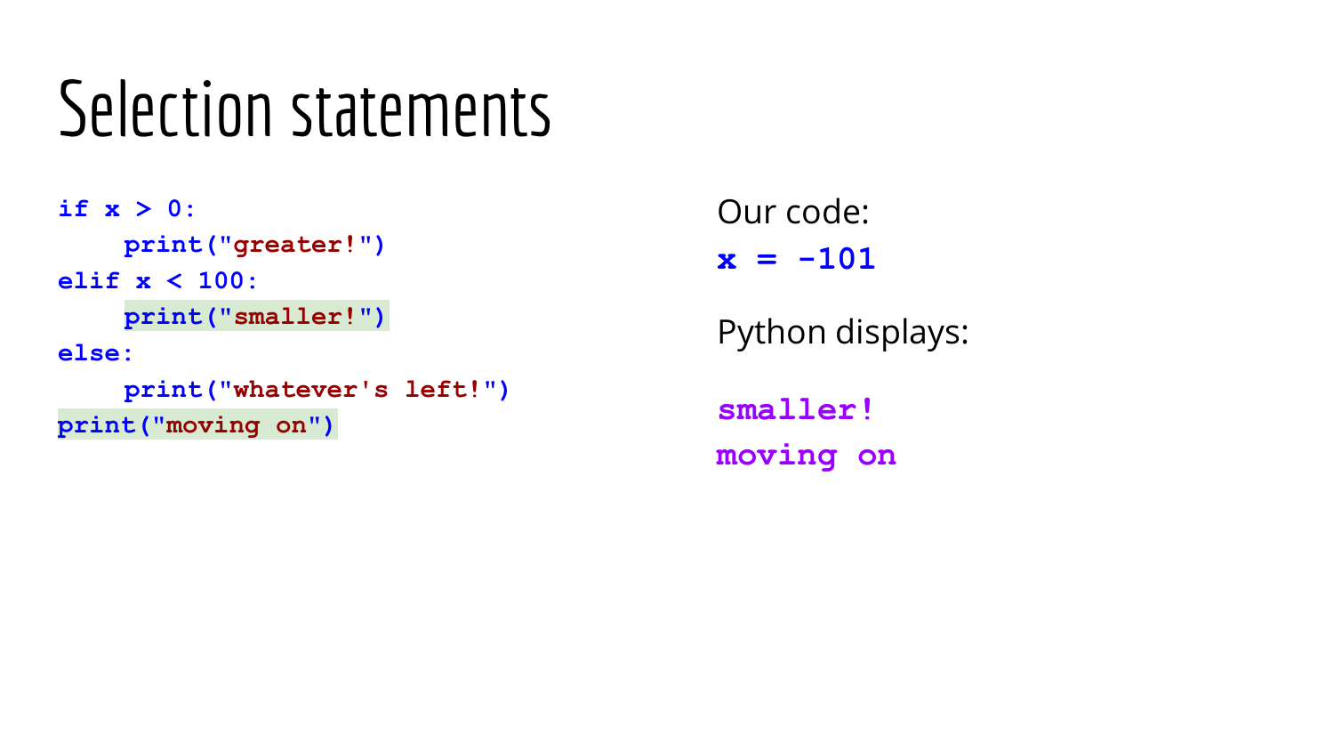# Selection statements

```
if x > 0:
    print("greater!")
elif x < 100:
    print("smaller!")
else:
    print("whatever's left!")
print("moving on")
```

Our code:

```
x = -101
```

Python displays:

```
smaller!
moving on
```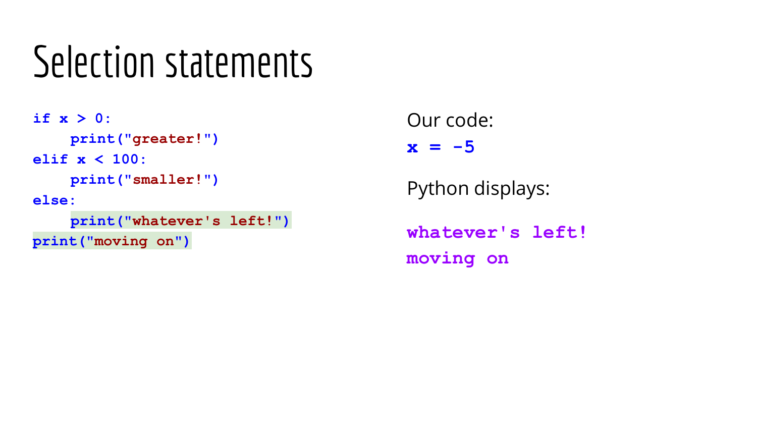# Selection statements

```
if x > 0:
    print("greater!")
elif x < 100:
    print("smaller!")
else:
    print("whatever's left!")
print("moving on")
```

Our code:

```
x = -5
```

Python displays:

```
whatever's left!
moving on
```